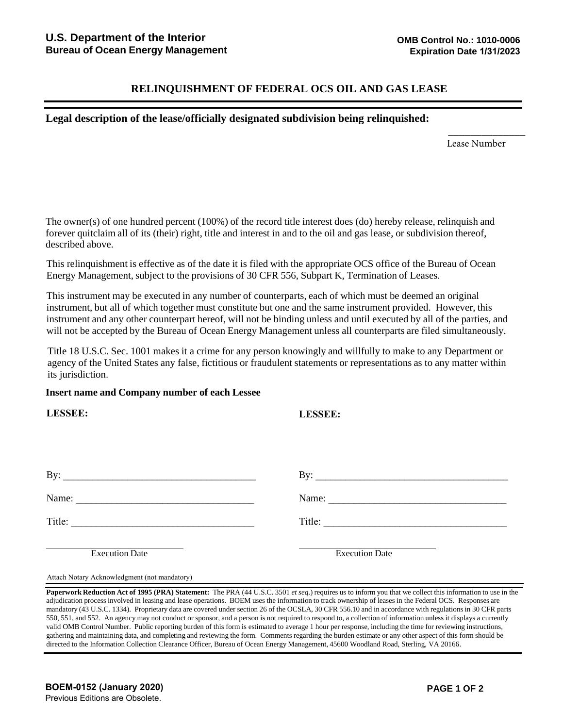**U.S. Department of the Interior**
**Bureau of Ocean Energy Management**

**OMB Control No.: 1010-0006**
**Expiration Date 1/31/2023**

# RELINQUISHMENT OF FEDERAL OCS OIL AND GAS LEASE

**Legal description of the lease/officially designated subdivision being relinquished:**

_______________
Lease Number

The owner(s) of one hundred percent (100%) of the record title interest does (do) hereby release, relinquish and forever quitclaim all of its (their) right, title and interest in and to the oil and gas lease, or subdivision thereof, described above.

This relinquishment is effective as of the date it is filed with the appropriate OCS office of the Bureau of Ocean Energy Management, subject to the provisions of 30 CFR 556, Subpart K, Termination of Leases.

This instrument may be executed in any number of counterparts, each of which must be deemed an original instrument, but all of which together must constitute but one and the same instrument provided. However, this instrument and any other counterpart hereof, will not be binding unless and until executed by all of the parties, and will not be accepted by the Bureau of Ocean Energy Management unless all counterparts are filed simultaneously.

Title 18 U.S.C. Sec. 1001 makes it a crime for any person knowingly and willfully to make to any Department or agency of the United States any false, fictitious or fraudulent statements or representations as to any matter within its jurisdiction.

**Insert name and Company number of each Lessee**

**LESSEE:**

By: ______________________________________

Name: ____________________________________

Title: ____________________________________

___________________________
Execution Date

**LESSEE:**

By: ______________________________________

Name: ____________________________________

Title: ____________________________________

___________________________
Execution Date

Attach Notary Acknowledgment (not mandatory)

**Paperwork Reduction Act of 1995 (PRA) Statement:** The PRA (44 U.S.C. 3501 *et seq.*) requires us to inform you that we collect this information to use in the adjudication process involved in leasing and lease operations. BOEM uses the information to track ownership of leases in the Federal OCS. Responses are mandatory (43 U.S.C. 1334). Proprietary data are covered under section 26 of the OCSLA, 30 CFR 556.10 and in accordance with regulations in 30 CFR parts 550, 551, and 552. An agency may not conduct or sponsor, and a person is not required to respond to, a collection of information unless it displays a currently valid OMB Control Number. Public reporting burden of this form is estimated to average 1 hour per response, including the time for reviewing instructions, gathering and maintaining data, and completing and reviewing the form. Comments regarding the burden estimate or any other aspect of this form should be directed to the Information Collection Clearance Officer, Bureau of Ocean Energy Management, 45600 Woodland Road, Sterling, VA 20166.

**BOEM-0152 (January 2020)**
Previous Editions are Obsolete.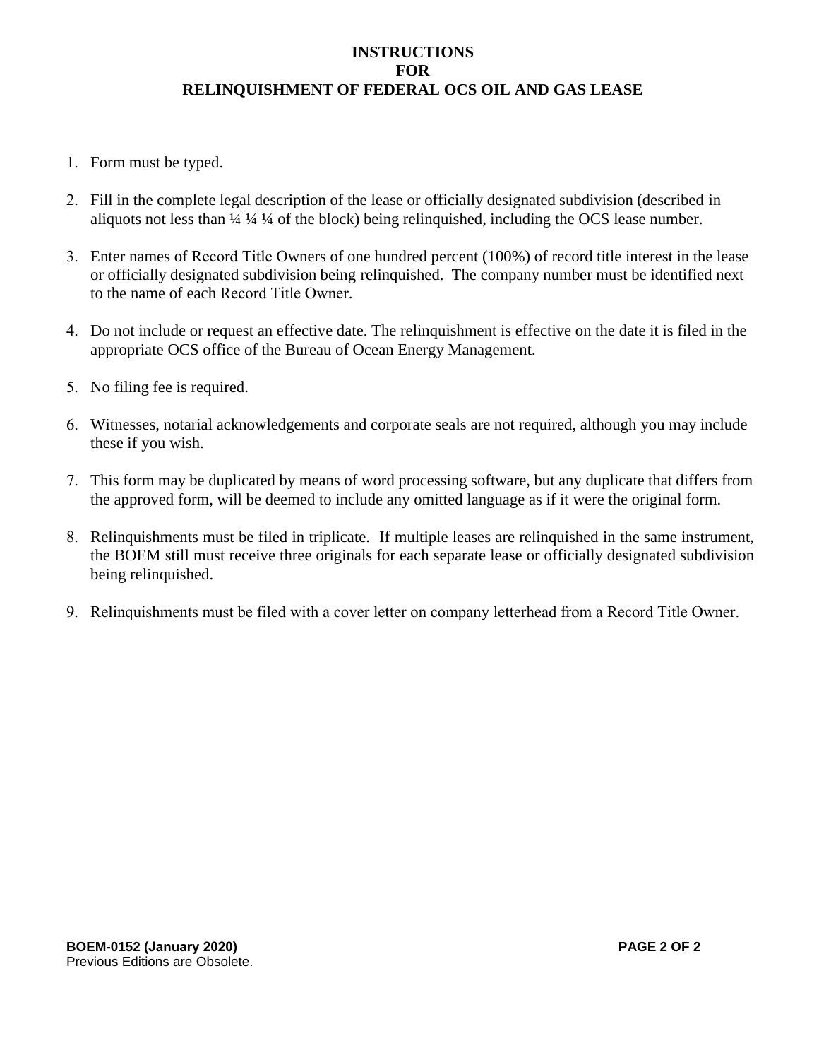# INSTRUCTIONS
# FOR
# RELINQUISHMENT OF FEDERAL OCS OIL AND GAS LEASE

1. Form must be typed.

2. Fill in the complete legal description of the lease or officially designated subdivision (described in aliquots not less than ¼ ¼ ¼ of the block) being relinquished, including the OCS lease number.

3. Enter names of Record Title Owners of one hundred percent (100%) of record title interest in the lease or officially designated subdivision being relinquished. The company number must be identified next to the name of each Record Title Owner.

4. Do not include or request an effective date. The relinquishment is effective on the date it is filed in the appropriate OCS office of the Bureau of Ocean Energy Management.

5. No filing fee is required.

6. Witnesses, notarial acknowledgements and corporate seals are not required, although you may include these if you wish.

7. This form may be duplicated by means of word processing software, but any duplicate that differs from the approved form, will be deemed to include any omitted language as if it were the original form.

8. Relinquishments must be filed in triplicate. If multiple leases are relinquished in the same instrument, the BOEM still must receive three originals for each separate lease or officially designated subdivision being relinquished.

9. Relinquishments must be filed with a cover letter on company letterhead from a Record Title Owner.

**BOEM-0152 (January 2020)**
Previous Editions are Obsolete.